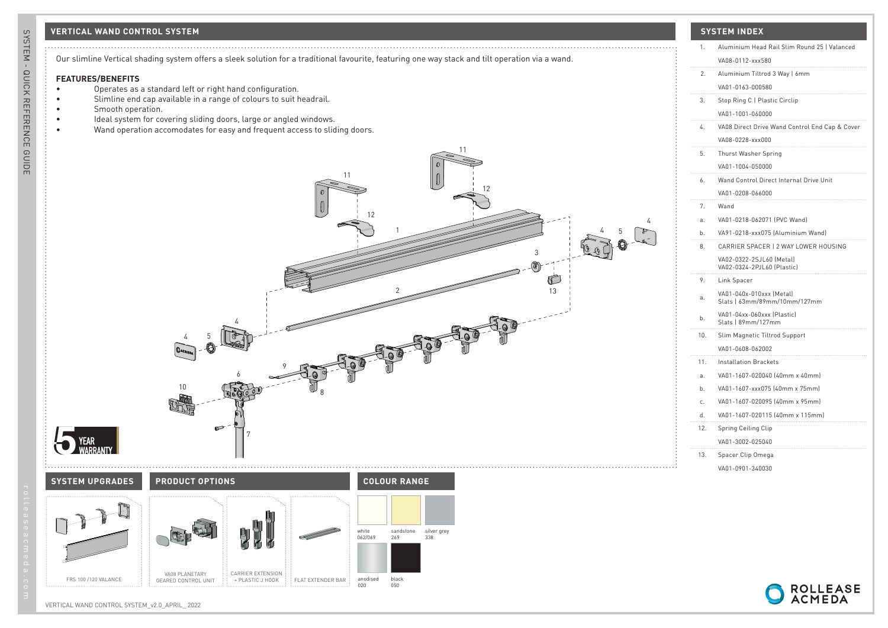## VERTICAL WAND CONTROL SYSTEM

Our slimline Vertical shading system offers a sleek solution for a traditional favourite, featuring one way stack and tilt operation via a wand.

**FEATURES/BENEFITS**

- Operates as a standard left or right hand configuration.
- Slimline end cap available in a range of colours to suit headrail.
- Smooth operation.
- Ideal system for covering sliding doors, large or angled windows.
- Wand operation accomodates for easy and frequent access to sliding doors.

5 YEAR WARRANTY

## SYSTEM UPGRADES

FRS 100 /120 VALANCE

## PRODUCT OPTIONS

VA08 PLANETARY GEARED CONTROL UNIT

CARRIER EXTENSION + PLASTIC J HOOK

FLAT EXTENDER BAR

## COLOUR RANGE

- white 062/069
- sandstone 269
- silver grey 338
- anodised 020
- black 050

## SYSTEM INDEX

1. Aluminium Head Rail Slim Round 25 | Valanced
   VA08-0112-xxx580
2. Aluminium Tiltrod 3 Way | 6mm
   VA01-0163-000580
3. Stop Ring C | Plastic Circlip
   VA01-1001-060000
4. VA08 Direct Drive Wand Control End Cap & Cover
   VA08-0228-xxx000
5. Thurst Washer Spring
   VA01-1004-050000
6. Wand Control Direct Internal Drive Unit
   VA01-0208-066000
7. Wand
   a. VA01-0218-062071 (PVC Wand)
   b. VA91-0218-xxx075 (Aluminium Wand)
8. CARRIER SPACER | 2 WAY LOWER HOUSING
   VA02-0322-2SJL60 (Metal)
   VA02-0324-2PJL60 (Plastic)
9. Link Spacer
   a. VA01-040x-010xxx (Metal) Slats | 63mm/89mm/10mm/127mm
   b. VA01-04xx-060xxx (Plastic) Slats | 89mm/127mm
10. Slim Magnetic Tiltrod Support
    VA01-0608-062002
11. Installation Brackets
    a. VA01-1607-020040 (40mm x 40mm)
    b. VA01-1607-xxx075 (40mm x 75mm)
    c. VA01-1607-020095 (40mm x 95mm)
    d. VA01-1607-020115 (40mm x 115mm)
12. Spring Ceiling Clip
    VA01-3002-025040
13. Spacer Clip Omega
    VA01-0901-340030

VERTICAL WAND CONTROL SYSTEM_v2.0_APRIL_ 2022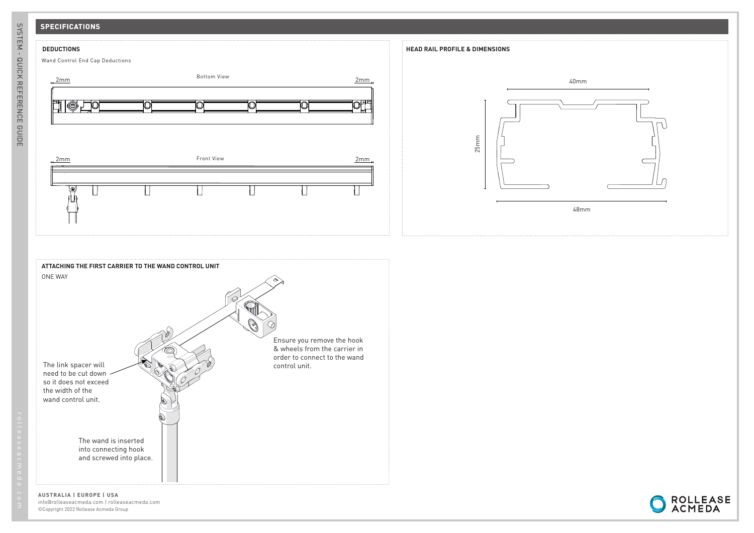## SPECIFICATIONS

### DEDUCTIONS

Wand Control End Cap Deductions

Bottom View

2mm

2mm

Front View

2mm

2mm

### HEAD RAIL PROFILE & DIMENSIONS

40mm

25mm

48mm

### ATTACHING THE FIRST CARRIER TO THE WAND CONTROL UNIT

ONE WAY

The link spacer will need to be cut down so it does not exceed the width of the wand control unit.

Ensure you remove the hook & wheels from the carrier in order to connect to the wand control unit.

The wand is inserted into connecting hook and screwed into place.

**AUSTRALIA | EUROPE | USA**
info@rolleaseacmeda.com | rolleaseacmeda.com
©Copyright 2022 Rollease Acmeda Group